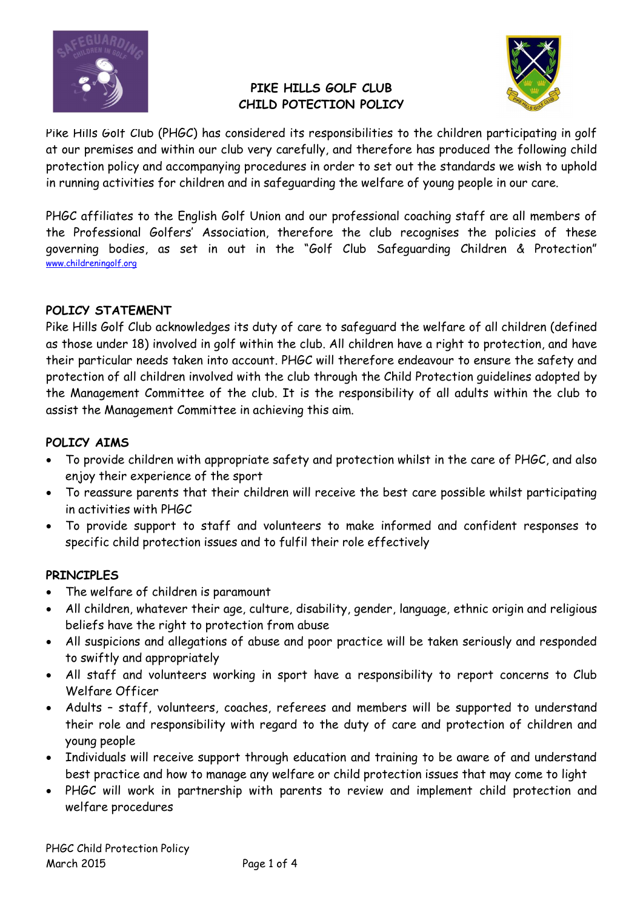# PIKE HILLS GOLF CLUB
# CHILD PROTECTION POLICY

Pike Hills Golf Club (PHGC) has considered its responsibilities to the children participating in golf at our premises and within our club very carefully, and therefore has produced the following child protection policy and accompanying procedures in order to set out the standards we wish to uphold in running activities for children and in safeguarding the welfare of young people in our care.

PHGC affiliates to the English Golf Union and our professional coaching staff are all members of the Professional Golfers' Association, therefore the club recognises the policies of these governing bodies, as set in out in the "Golf Club Safeguarding Children & Protection" www.childreningolf.org

## POLICY STATEMENT

Pike Hills Golf Club acknowledges its duty of care to safeguard the welfare of all children (defined as those under 18) involved in golf within the club. All children have a right to protection, and have their particular needs taken into account. PHGC will therefore endeavour to ensure the safety and protection of all children involved with the club through the Child Protection guidelines adopted by the Management Committee of the club. It is the responsibility of all adults within the club to assist the Management Committee in achieving this aim.

## POLICY AIMS

- To provide children with appropriate safety and protection whilst in the care of PHGC, and also enjoy their experience of the sport
- To reassure parents that their children will receive the best care possible whilst participating in activities with PHGC
- To provide support to staff and volunteers to make informed and confident responses to specific child protection issues and to fulfil their role effectively

## PRINCIPLES

- The welfare of children is paramount
- All children, whatever their age, culture, disability, gender, language, ethnic origin and religious beliefs have the right to protection from abuse
- All suspicions and allegations of abuse and poor practice will be taken seriously and responded to swiftly and appropriately
- All staff and volunteers working in sport have a responsibility to report concerns to Club Welfare Officer
- Adults – staff, volunteers, coaches, referees and members will be supported to understand their role and responsibility with regard to the duty of care and protection of children and young people
- Individuals will receive support through education and training to be aware of and understand best practice and how to manage any welfare or child protection issues that may come to light
- PHGC will work in partnership with parents to review and implement child protection and welfare procedures

PHGC Child Protection Policy
March 2015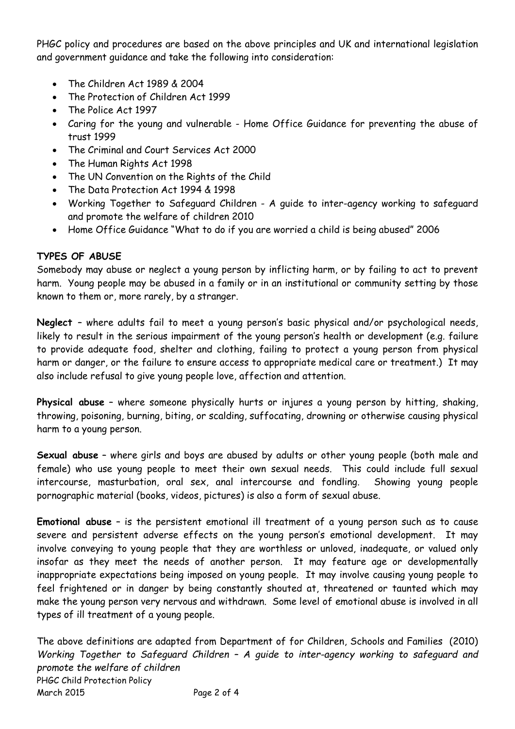PHGC policy and procedures are based on the above principles and UK and international legislation and government guidance and take the following into consideration:

- The Children Act 1989 & 2004
- The Protection of Children Act 1999
- The Police Act 1997
- Caring for the young and vulnerable - Home Office Guidance for preventing the abuse of trust 1999
- The Criminal and Court Services Act 2000
- The Human Rights Act 1998
- The UN Convention on the Rights of the Child
- The Data Protection Act 1994 & 1998
- Working Together to Safeguard Children - A guide to inter-agency working to safeguard and promote the welfare of children 2010
- Home Office Guidance "What to do if you are worried a child is being abused" 2006

**TYPES OF ABUSE**

Somebody may abuse or neglect a young person by inflicting harm, or by failing to act to prevent harm. Young people may be abused in a family or in an institutional or community setting by those known to them or, more rarely, by a stranger.

**Neglect** – where adults fail to meet a young person's basic physical and/or psychological needs, likely to result in the serious impairment of the young person's health or development (e.g. failure to provide adequate food, shelter and clothing, failing to protect a young person from physical harm or danger, or the failure to ensure access to appropriate medical care or treatment.) It may also include refusal to give young people love, affection and attention.

**Physical abuse** – where someone physically hurts or injures a young person by hitting, shaking, throwing, poisoning, burning, biting, or scalding, suffocating, drowning or otherwise causing physical harm to a young person.

**Sexual abuse** – where girls and boys are abused by adults or other young people (both male and female) who use young people to meet their own sexual needs. This could include full sexual intercourse, masturbation, oral sex, anal intercourse and fondling. Showing young people pornographic material (books, videos, pictures) is also a form of sexual abuse.

**Emotional abuse** – is the persistent emotional ill treatment of a young person such as to cause severe and persistent adverse effects on the young person's emotional development. It may involve conveying to young people that they are worthless or unloved, inadequate, or valued only insofar as they meet the needs of another person. It may feature age or developmentally inappropriate expectations being imposed on young people. It may involve causing young people to feel frightened or in danger by being constantly shouted at, threatened or taunted which may make the young person very nervous and withdrawn. Some level of emotional abuse is involved in all types of ill treatment of a young people.

The above definitions are adapted from Department of for Children, Schools and Families (2010) *Working Together to Safeguard Children – A guide to inter-agency working to safeguard and promote the welfare of children*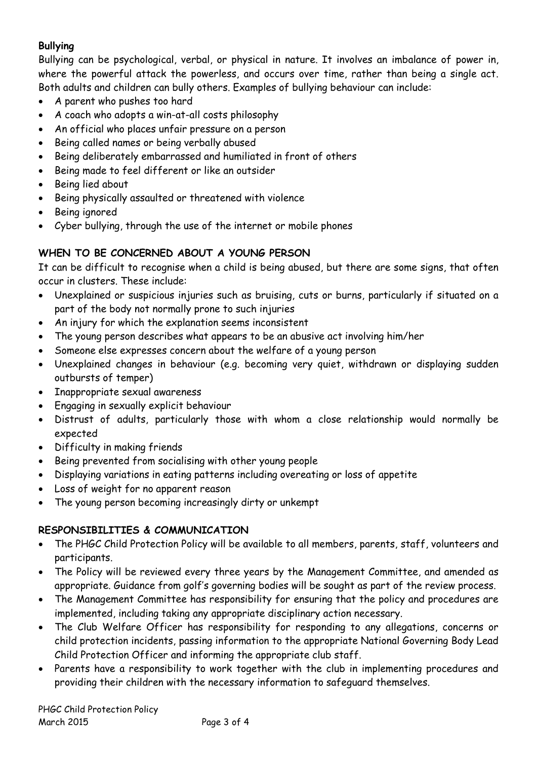**Bullying**

Bullying can be psychological, verbal, or physical in nature. It involves an imbalance of power in, where the powerful attack the powerless, and occurs over time, rather than being a single act. Both adults and children can bully others. Examples of bullying behaviour can include:

- A parent who pushes too hard
- A coach who adopts a win-at-all costs philosophy
- An official who places unfair pressure on a person
- Being called names or being verbally abused
- Being deliberately embarrassed and humiliated in front of others
- Being made to feel different or like an outsider
- Being lied about
- Being physically assaulted or threatened with violence
- Being ignored
- Cyber bullying, through the use of the internet or mobile phones

## WHEN TO BE CONCERNED ABOUT A YOUNG PERSON

It can be difficult to recognise when a child is being abused, but there are some signs, that often occur in clusters. These include:

- Unexplained or suspicious injuries such as bruising, cuts or burns, particularly if situated on a part of the body not normally prone to such injuries
- An injury for which the explanation seems inconsistent
- The young person describes what appears to be an abusive act involving him/her
- Someone else expresses concern about the welfare of a young person
- Unexplained changes in behaviour (e.g. becoming very quiet, withdrawn or displaying sudden outbursts of temper)
- Inappropriate sexual awareness
- Engaging in sexually explicit behaviour
- Distrust of adults, particularly those with whom a close relationship would normally be expected
- Difficulty in making friends
- Being prevented from socialising with other young people
- Displaying variations in eating patterns including overeating or loss of appetite
- Loss of weight for no apparent reason
- The young person becoming increasingly dirty or unkempt

## RESPONSIBILITIES & COMMUNICATION

- The PHGC Child Protection Policy will be available to all members, parents, staff, volunteers and participants.
- The Policy will be reviewed every three years by the Management Committee, and amended as appropriate. Guidance from golf's governing bodies will be sought as part of the review process.
- The Management Committee has responsibility for ensuring that the policy and procedures are implemented, including taking any appropriate disciplinary action necessary.
- The Club Welfare Officer has responsibility for responding to any allegations, concerns or child protection incidents, passing information to the appropriate National Governing Body Lead Child Protection Officer and informing the appropriate club staff.
- Parents have a responsibility to work together with the club in implementing procedures and providing their children with the necessary information to safeguard themselves.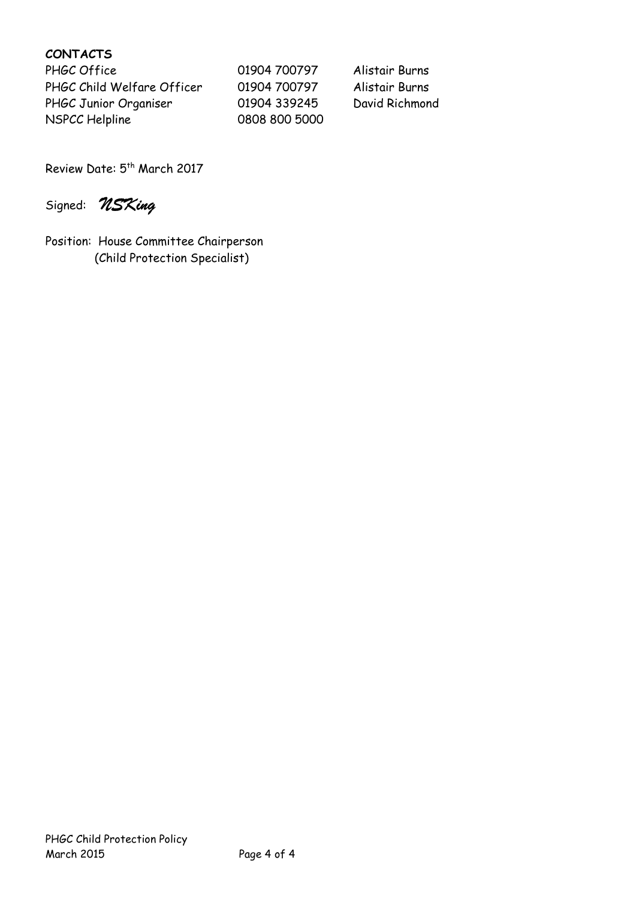**CONTACTS**

| | | |
|---|---|---|
| PHGC Office | 01904 700797 | Alistair Burns |
| PHGC Child Welfare Officer | 01904 700797 | Alistair Burns |
| PHGC Junior Organiser | 01904 339245 | David Richmond |
| NSPCC Helpline | 0808 800 5000 | |

Review Date: 5th March 2017

Signed: *NSKing*

Position: House Committee Chairperson
(Child Protection Specialist)